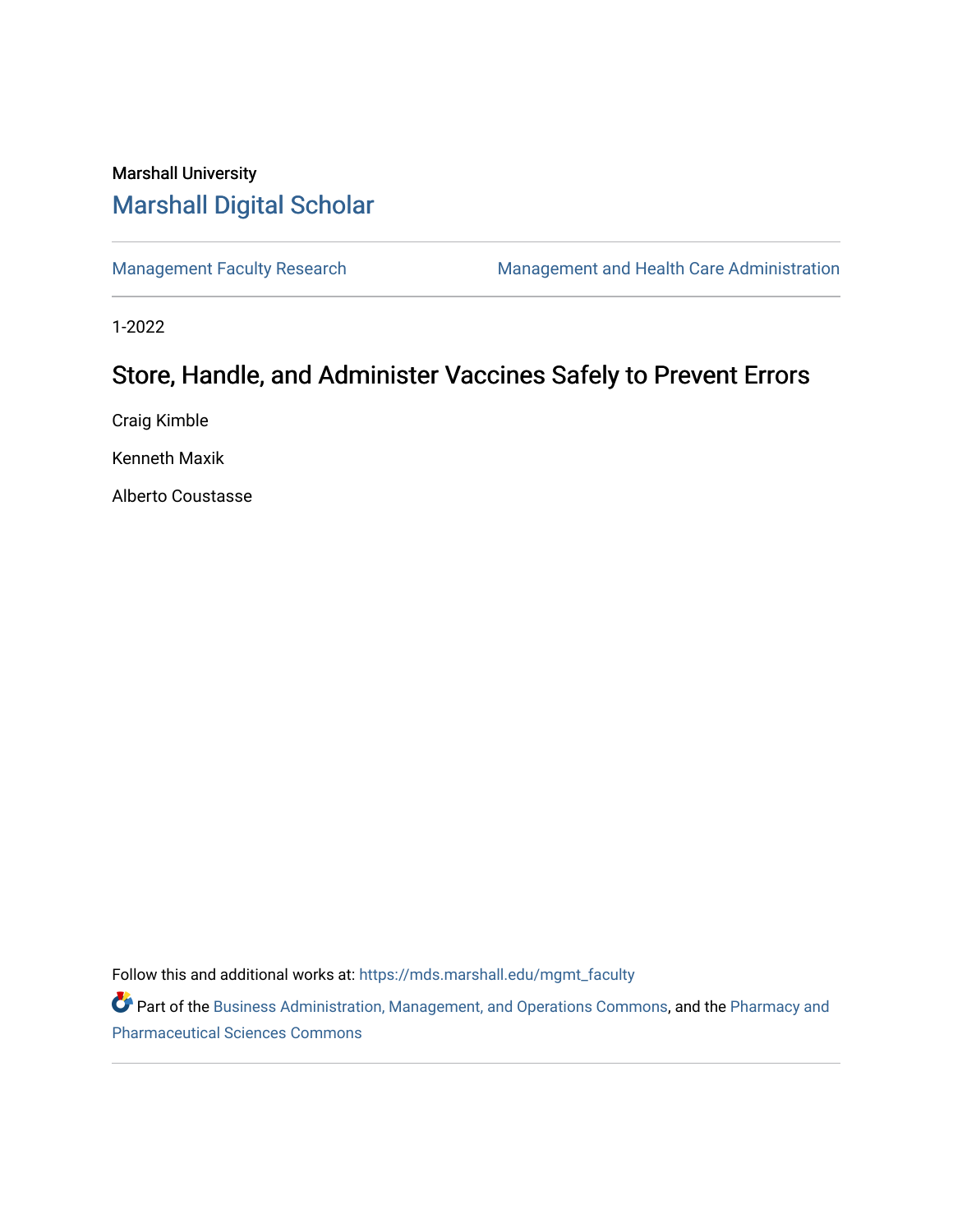Marshall University

# Marshall Digital Scholar

Management Faculty Research | Management and Health Care Administration

1-2022

## Store, Handle, and Administer Vaccines Safely to Prevent Errors

Craig Kimble

Kenneth Maxik

Alberto Coustasse

Follow this and additional works at: https://mds.marshall.edu/mgmt_faculty

Part of the Business Administration, Management, and Operations Commons, and the Pharmacy and Pharmaceutical Sciences Commons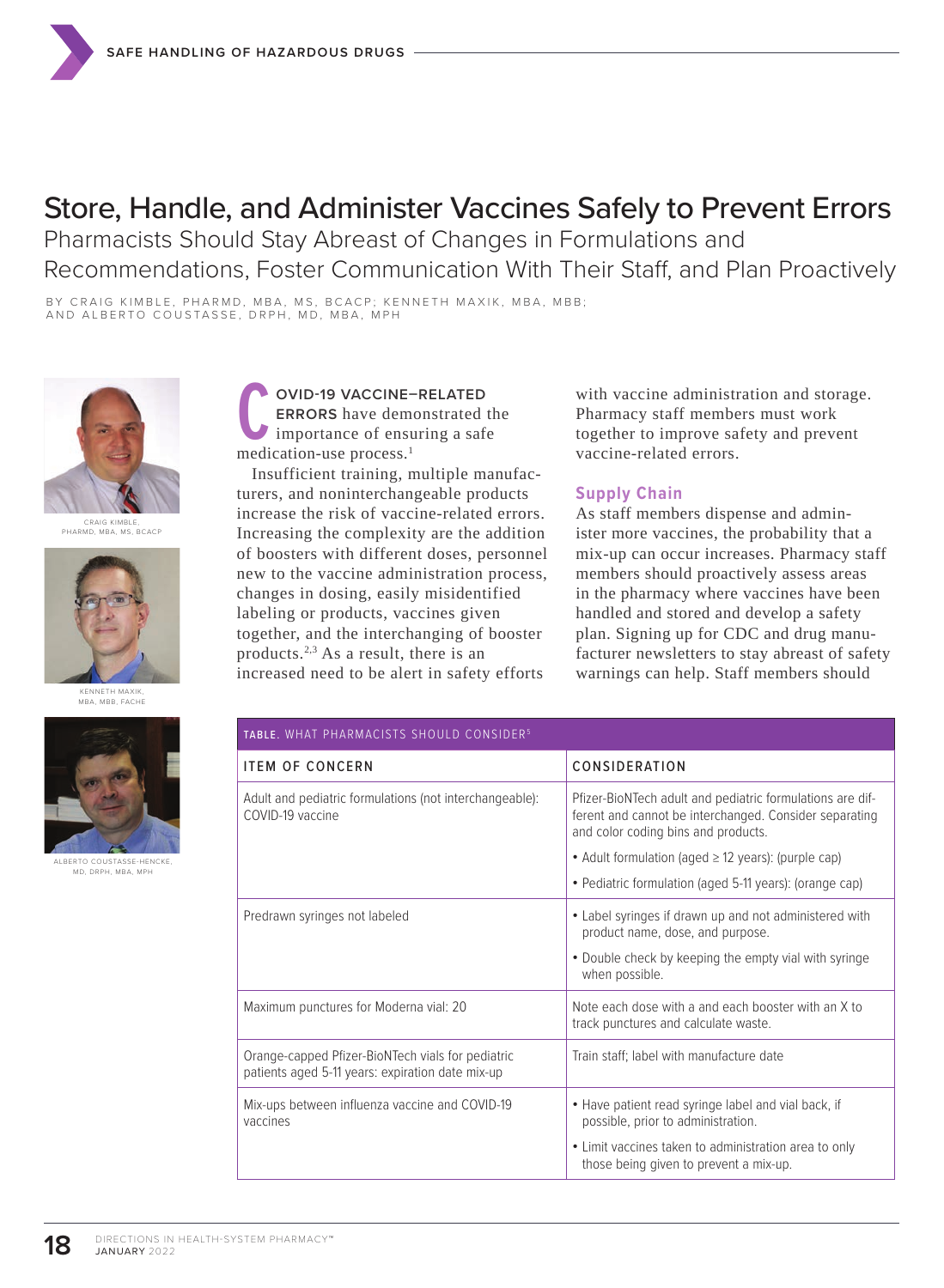# Store, Handle, and Administer Vaccines Safely to Prevent Errors

## Pharmacists Should Stay Abreast of Changes in Formulations and Recommendations, Foster Communication With Their Staff, and Plan Proactively

BY CRAIG KIMBLE, PHARMD, MBA, MS, BCACP; KENNETH MAXIK, MBA, MBB; AND ALBERTO COUSTASSE, DRPH, MD, MBA, MPH

CRAIG KIMBLE, PHARMD, MBA, MS, BCACP

KENNETH MAXIK, MBA, MBB, FACHE

ALBERTO COUSTASSE-HENCKE, MD, DRPH, MBA, MPH

**COVID-19 VACCINE–RELATED ERRORS** have demonstrated the importance of ensuring a safe medication-use process.[1]

Insufficient training, multiple manufacturers, and noninterchangeable products increase the risk of vaccine-related errors. Increasing the complexity are the addition of boosters with different doses, personnel new to the vaccine administration process, changes in dosing, easily misidentified labeling or products, vaccines given together, and the interchanging of booster products.[2,3] As a result, there is an increased need to be alert in safety efforts with vaccine administration and storage. Pharmacy staff members must work together to improve safety and prevent vaccine-related errors.

### Supply Chain

As staff members dispense and administer more vaccines, the probability that a mix-up can occur increases. Pharmacy staff members should proactively assess areas in the pharmacy where vaccines have been handled and stored and develop a safety plan. Signing up for CDC and drug manufacturer newsletters to stay abreast of safety warnings can help. Staff members should

**TABLE.** WHAT PHARMACISTS SHOULD CONSIDER[5]

| ITEM OF CONCERN | CONSIDERATION |
|---|---|
| Adult and pediatric formulations (not interchangeable): COVID-19 vaccine | Pfizer-BioNTech adult and pediatric formulations are different and cannot be interchanged. Consider separating and color coding bins and products.<br>• Adult formulation (aged ≥ 12 years): (purple cap)<br>• Pediatric formulation (aged 5-11 years): (orange cap) |
| Predrawn syringes not labeled | • Label syringes if drawn up and not administered with product name, dose, and purpose.<br>• Double check by keeping the empty vial with syringe when possible. |
| Maximum punctures for Moderna vial: 20 | Note each dose with a and each booster with an X to track punctures and calculate waste. |
| Orange-capped Pfizer-BioNTech vials for pediatric patients aged 5-11 years: expiration date mix-up | Train staff; label with manufacture date |
| Mix-ups between influenza vaccine and COVID-19 vaccines | • Have patient read syringe label and vial back, if possible, prior to administration.<br>• Limit vaccines taken to administration area to only those being given to prevent a mix-up. |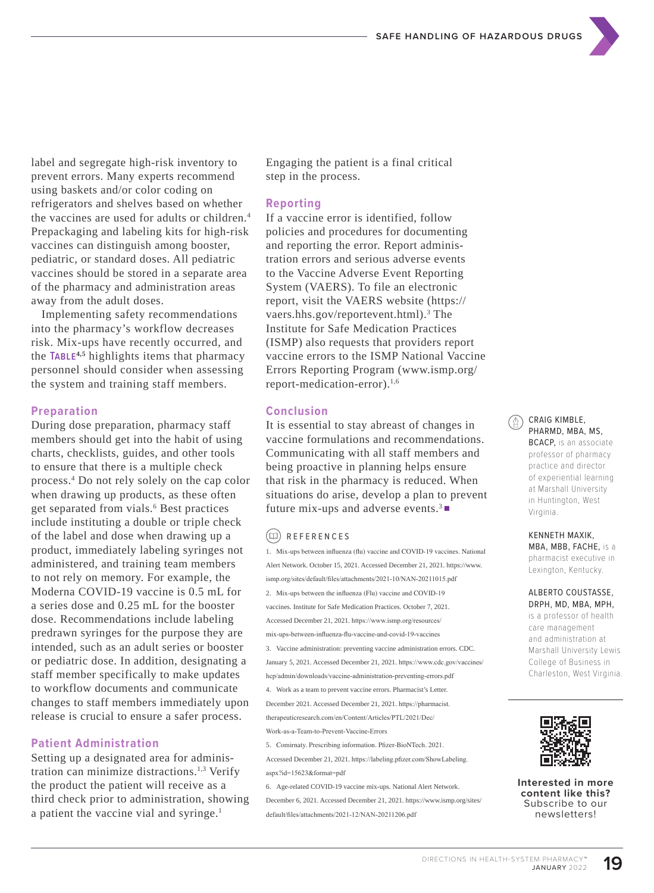label and segregate high-risk inventory to prevent errors. Many experts recommend using baskets and/or color coding on refrigerators and shelves based on whether the vaccines are used for adults or children.[4] Prepackaging and labeling kits for high-risk vaccines can distinguish among booster, pediatric, or standard doses. All pediatric vaccines should be stored in a separate area of the pharmacy and administration areas away from the adult doses.

Implementing safety recommendations into the pharmacy's workflow decreases risk. Mix-ups have recently occurred, and the TABLE[4,5] highlights items that pharmacy personnel should consider when assessing the system and training staff members.

## Preparation

During dose preparation, pharmacy staff members should get into the habit of using charts, checklists, guides, and other tools to ensure that there is a multiple check process.[4] Do not rely solely on the cap color when drawing up products, as these often get separated from vials.[6] Best practices include instituting a double or triple check of the label and dose when drawing up a product, immediately labeling syringes not administered, and training team members to not rely on memory. For example, the Moderna COVID-19 vaccine is 0.5 mL for a series dose and 0.25 mL for the booster dose. Recommendations include labeling predrawn syringes for the purpose they are intended, such as an adult series or booster or pediatric dose. In addition, designating a staff member specifically to make updates to workflow documents and communicate changes to staff members immediately upon release is crucial to ensure a safer process.

## Patient Administration

Setting up a designated area for administration can minimize distractions.[1,3] Verify the product the patient will receive as a third check prior to administration, showing a patient the vaccine vial and syringe.[1] Engaging the patient is a final critical step in the process.

## Reporting

If a vaccine error is identified, follow policies and procedures for documenting and reporting the error. Report administration errors and serious adverse events to the Vaccine Adverse Event Reporting System (VAERS). To file an electronic report, visit the VAERS website (https://vaers.hhs.gov/reportevent.html).[3] The Institute for Safe Medication Practices (ISMP) also requests that providers report vaccine errors to the ISMP National Vaccine Errors Reporting Program (www.ismp.org/report-medication-error).[1,6]

## Conclusion

It is essential to stay abreast of changes in vaccine formulations and recommendations. Communicating with all staff members and being proactive in planning helps ensure that risk in the pharmacy is reduced. When situations do arise, develop a plan to prevent future mix-ups and adverse events.[3] ■

## REFERENCES

1. Mix-ups between influenza (flu) vaccine and COVID-19 vaccines. National Alert Network. October 15, 2021. Accessed December 21, 2021. https://www.ismp.org/sites/default/files/attachments/2021-10/NAN-20211015.pdf
2. Mix-ups between the influenza (Flu) vaccine and COVID-19 vaccines. Institute for Safe Medication Practices. October 7, 2021. Accessed December 21, 2021. https://www.ismp.org/resources/mix-ups-between-influenza-flu-vaccine-and-covid-19-vaccines
3. Vaccine administration: preventing vaccine administration errors. CDC. January 5, 2021. Accessed December 21, 2021. https://www.cdc.gov/vaccines/hcp/admin/downloads/vaccine-administration-preventing-errors.pdf
4. Work as a team to prevent vaccine errors. Pharmacist's Letter. December 2021. Accessed December 21, 2021. https://pharmacist.therapeuticresearch.com/en/Content/Articles/PTL/2021/Dec/Work-as-a-Team-to-Prevent-Vaccine-Errors
5. Comirnaty. Prescribing information. Pfizer-BioNTech. 2021. Accessed December 21, 2021. https://labeling.pfizer.com/ShowLabeling.aspx?id=15623&format=pdf
6. Age-related COVID-19 vaccine mix-ups. National Alert Network. December 6, 2021. Accessed December 21, 2021. https://www.ismp.org/sites/default/files/attachments/2021-12/NAN-20211206.pdf

CRAIG KIMBLE, PHARMD, MBA, MS, BCACP, is an associate professor of pharmacy practice and director of experiential learning at Marshall University in Huntington, West Virginia.

KENNETH MAXIK, MBA, MBB, FACHE, is a pharmacist executive in Lexington, Kentucky.

ALBERTO COUSTASSE, DRPH, MD, MBA, MPH, is a professor of health care management and administration at Marshall University Lewis College of Business in Charleston, West Virginia.

**Interested in more content like this?** Subscribe to our newsletters!